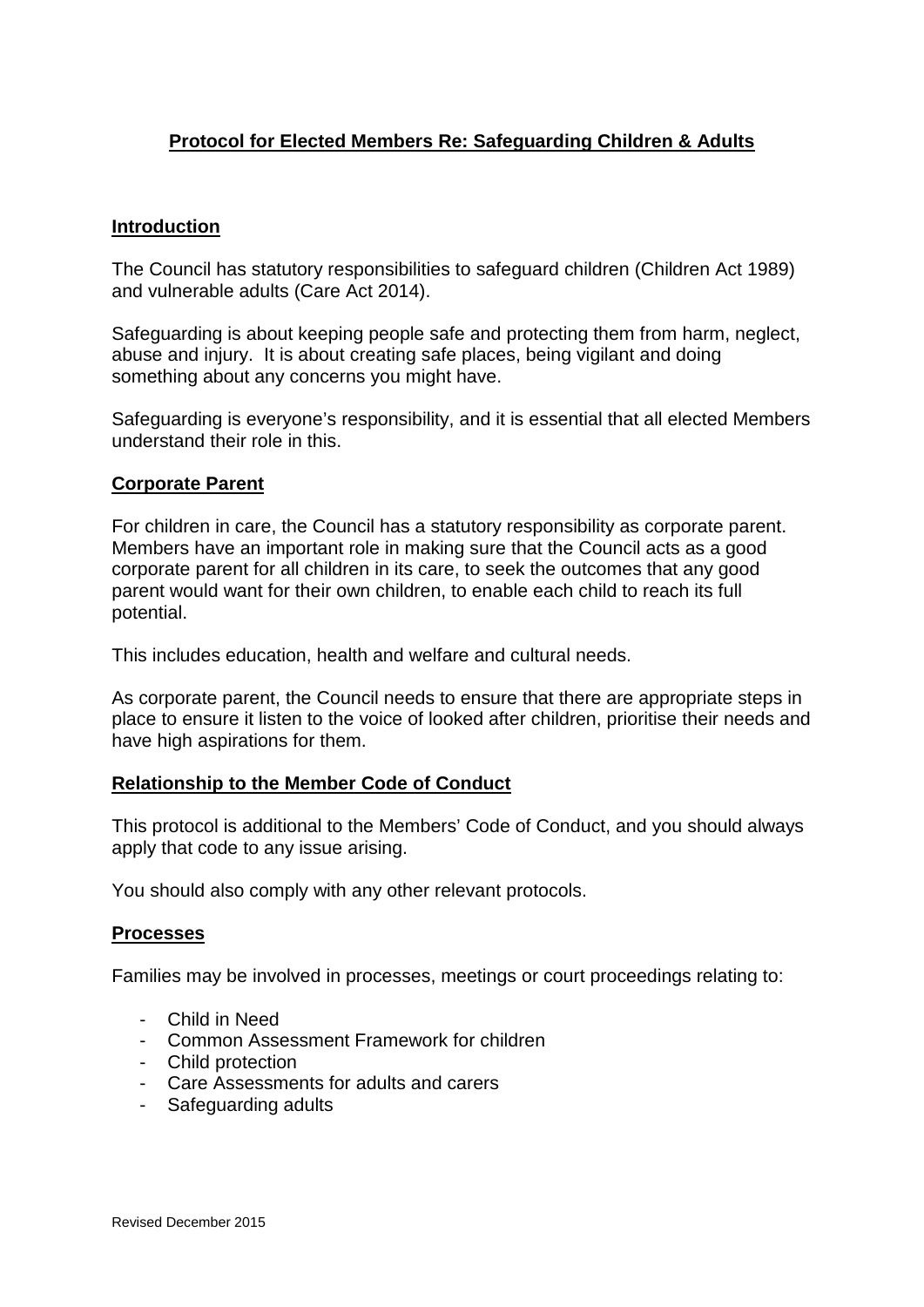# Protocol for Elected Members Re: Safeguarding Children & Adults

## Introduction

The Council has statutory responsibilities to safeguard children (Children Act 1989) and vulnerable adults (Care Act 2014).

Safeguarding is about keeping people safe and protecting them from harm, neglect, abuse and injury. It is about creating safe places, being vigilant and doing something about any concerns you might have.

Safeguarding is everyone's responsibility, and it is essential that all elected Members understand their role in this.

## Corporate Parent

For children in care, the Council has a statutory responsibility as corporate parent. Members have an important role in making sure that the Council acts as a good corporate parent for all children in its care, to seek the outcomes that any good parent would want for their own children, to enable each child to reach its full potential.

This includes education, health and welfare and cultural needs.

As corporate parent, the Council needs to ensure that there are appropriate steps in place to ensure it listen to the voice of looked after children, prioritise their needs and have high aspirations for them.

## Relationship to the Member Code of Conduct

This protocol is additional to the Members' Code of Conduct, and you should always apply that code to any issue arising.

You should also comply with any other relevant protocols.

## Processes

Families may be involved in processes, meetings or court proceedings relating to:

- Child in Need
- Common Assessment Framework for children
- Child protection
- Care Assessments for adults and carers
- Safeguarding adults

Revised December 2015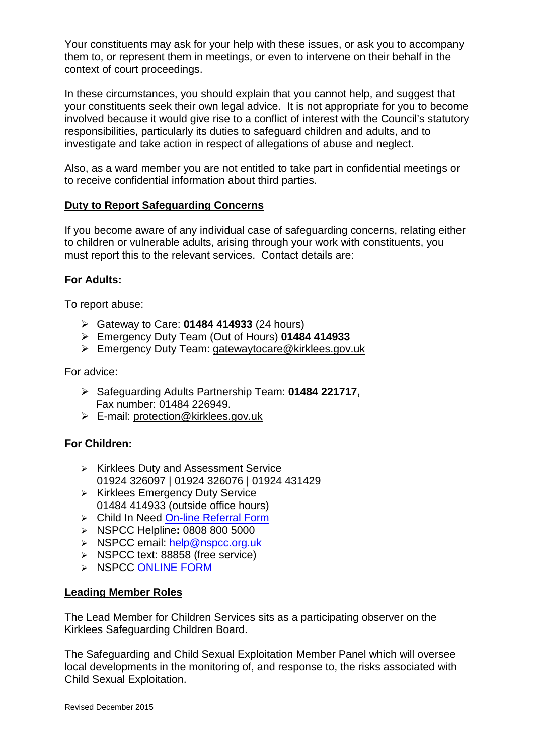Your constituents may ask for your help with these issues, or ask you to accompany them to, or represent them in meetings, or even to intervene on their behalf in the context of court proceedings.

In these circumstances, you should explain that you cannot help, and suggest that your constituents seek their own legal advice. It is not appropriate for you to become involved because it would give rise to a conflict of interest with the Council's statutory responsibilities, particularly its duties to safeguard children and adults, and to investigate and take action in respect of allegations of abuse and neglect.

Also, as a ward member you are not entitled to take part in confidential meetings or to receive confidential information about third parties.

## Duty to Report Safeguarding Concerns

If you become aware of any individual case of safeguarding concerns, relating either to children or vulnerable adults, arising through your work with constituents, you must report this to the relevant services. Contact details are:

**For Adults:**

To report abuse:

- Gateway to Care: **01484 414933** (24 hours)
- Emergency Duty Team (Out of Hours) **01484 414933**
- Emergency Duty Team: gatewaytocare@kirklees.gov.uk

For advice:

- Safeguarding Adults Partnership Team: **01484 221717,** Fax number: 01484 226949.
- E-mail: protection@kirklees.gov.uk

**For Children:**

- Kirklees Duty and Assessment Service 01924 326097 | 01924 326076 | 01924 431429
- Kirklees Emergency Duty Service 01484 414933 (outside office hours)
- Child In Need On-line Referral Form
- NSPCC Helpline**:** 0808 800 5000
- NSPCC email: help@nspcc.org.uk
- NSPCC text: 88858 (free service)
- NSPCC ONLINE FORM

## Leading Member Roles

The Lead Member for Children Services sits as a participating observer on the Kirklees Safeguarding Children Board.

The Safeguarding and Child Sexual Exploitation Member Panel which will oversee local developments in the monitoring of, and response to, the risks associated with Child Sexual Exploitation.

Revised December 2015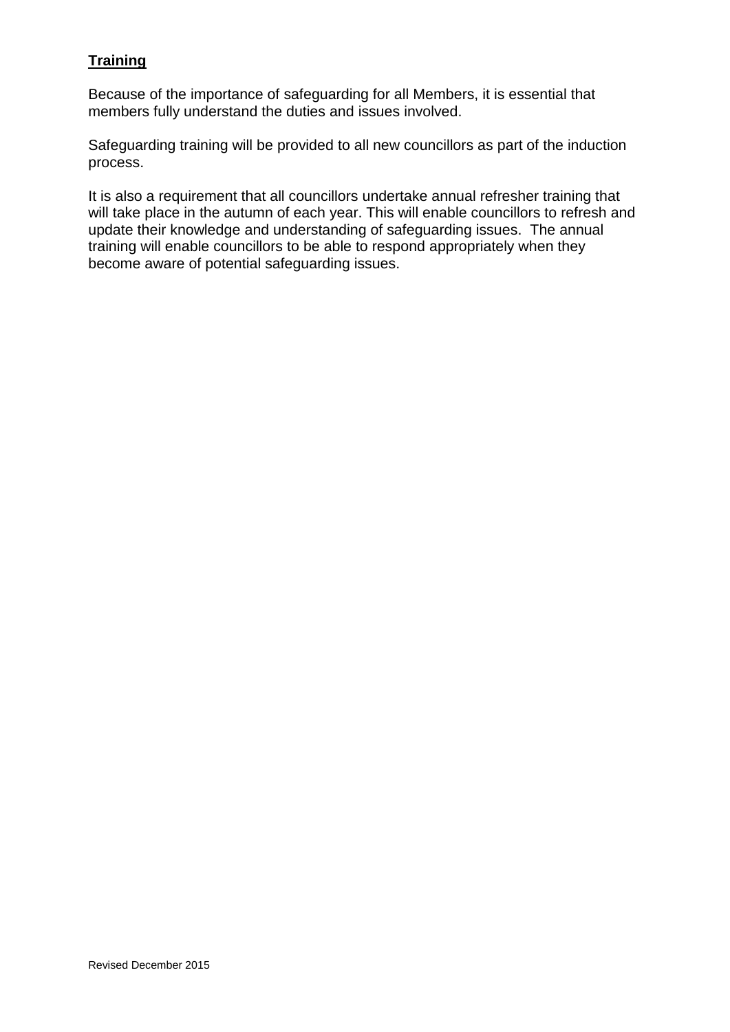**Training**

Because of the importance of safeguarding for all Members, it is essential that members fully understand the duties and issues involved.

Safeguarding training will be provided to all new councillors as part of the induction process.

It is also a requirement that all councillors undertake annual refresher training that will take place in the autumn of each year. This will enable councillors to refresh and update their knowledge and understanding of safeguarding issues. The annual training will enable councillors to be able to respond appropriately when they become aware of potential safeguarding issues.

Revised December 2015